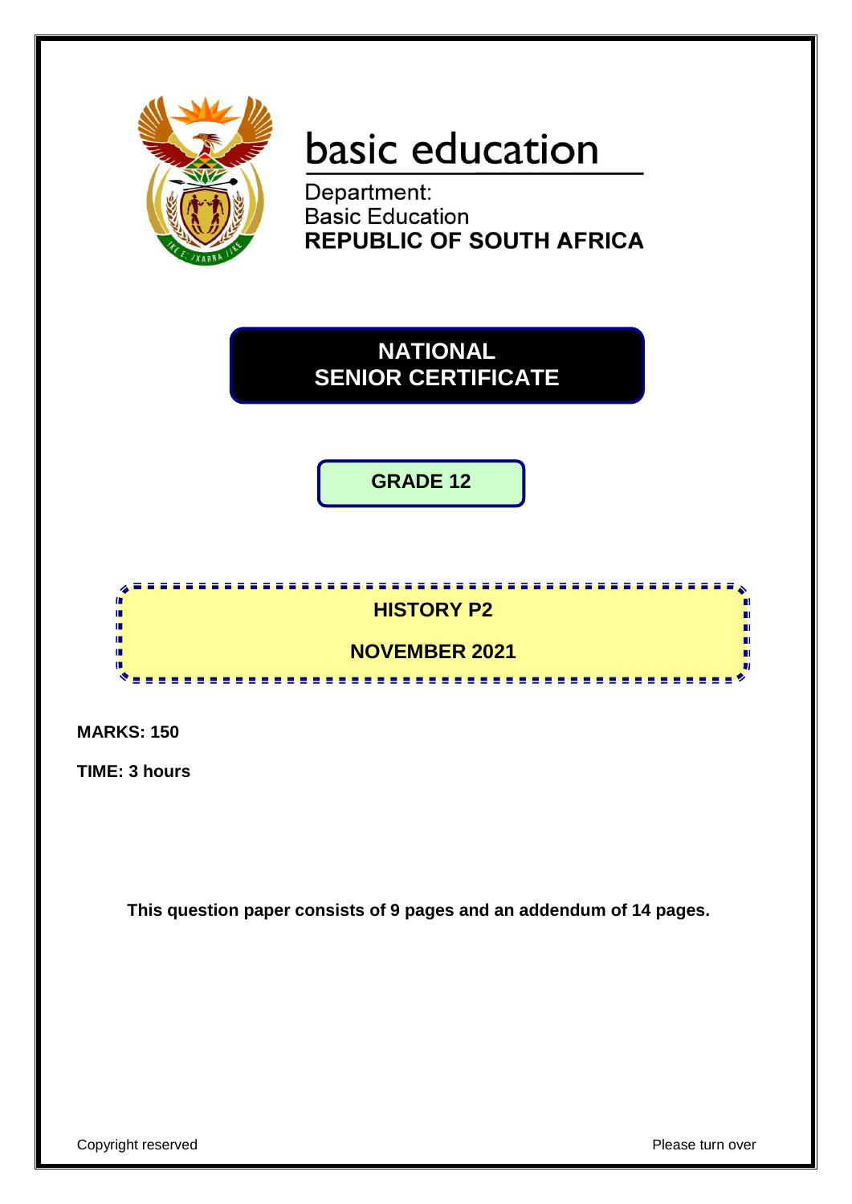# basic education

Department:
Basic Education
**REPUBLIC OF SOUTH AFRICA**

## NATIONAL SENIOR CERTIFICATE

## GRADE 12

## HISTORY P2

## NOVEMBER 2021

**MARKS: 150**

**TIME: 3 hours**

**This question paper consists of 9 pages and an addendum of 14 pages.**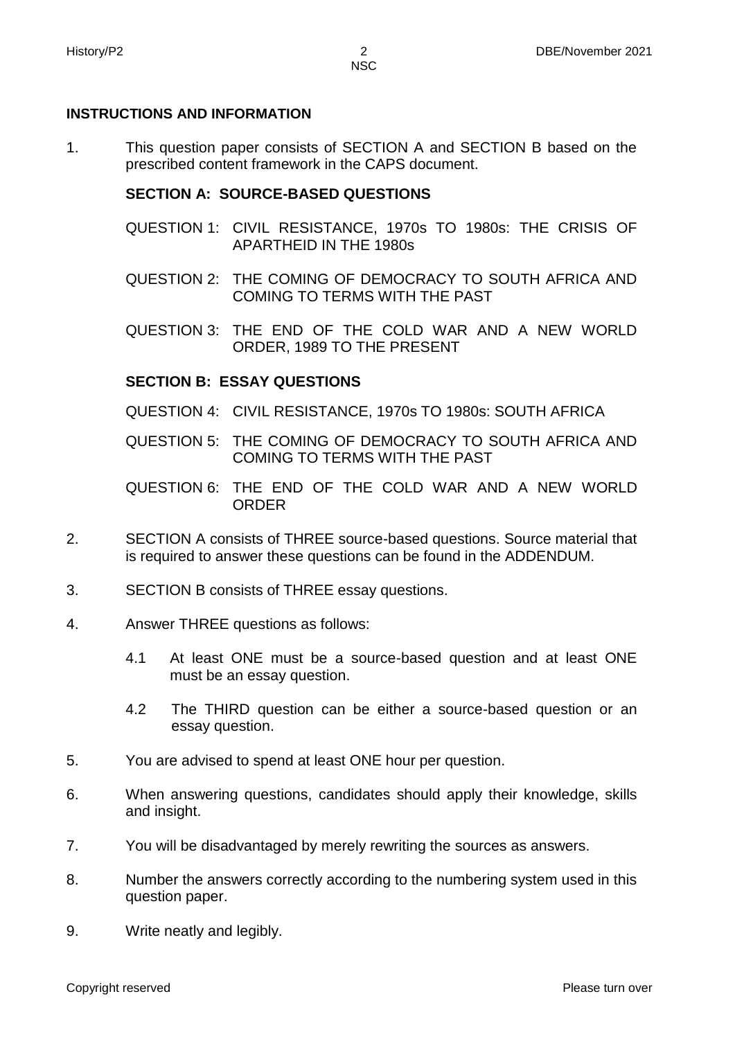**INSTRUCTIONS AND INFORMATION**

1. This question paper consists of SECTION A and SECTION B based on the prescribed content framework in the CAPS document.

   **SECTION A: SOURCE-BASED QUESTIONS**

   QUESTION 1: CIVIL RESISTANCE, 1970s TO 1980s: THE CRISIS OF APARTHEID IN THE 1980s

   QUESTION 2: THE COMING OF DEMOCRACY TO SOUTH AFRICA AND COMING TO TERMS WITH THE PAST

   QUESTION 3: THE END OF THE COLD WAR AND A NEW WORLD ORDER, 1989 TO THE PRESENT

   **SECTION B: ESSAY QUESTIONS**

   QUESTION 4: CIVIL RESISTANCE, 1970s TO 1980s: SOUTH AFRICA

   QUESTION 5: THE COMING OF DEMOCRACY TO SOUTH AFRICA AND COMING TO TERMS WITH THE PAST

   QUESTION 6: THE END OF THE COLD WAR AND A NEW WORLD ORDER

2. SECTION A consists of THREE source-based questions. Source material that is required to answer these questions can be found in the ADDENDUM.

3. SECTION B consists of THREE essay questions.

4. Answer THREE questions as follows:

   4.1 At least ONE must be a source-based question and at least ONE must be an essay question.

   4.2 The THIRD question can be either a source-based question or an essay question.

5. You are advised to spend at least ONE hour per question.

6. When answering questions, candidates should apply their knowledge, skills and insight.

7. You will be disadvantaged by merely rewriting the sources as answers.

8. Number the answers correctly according to the numbering system used in this question paper.

9. Write neatly and legibly.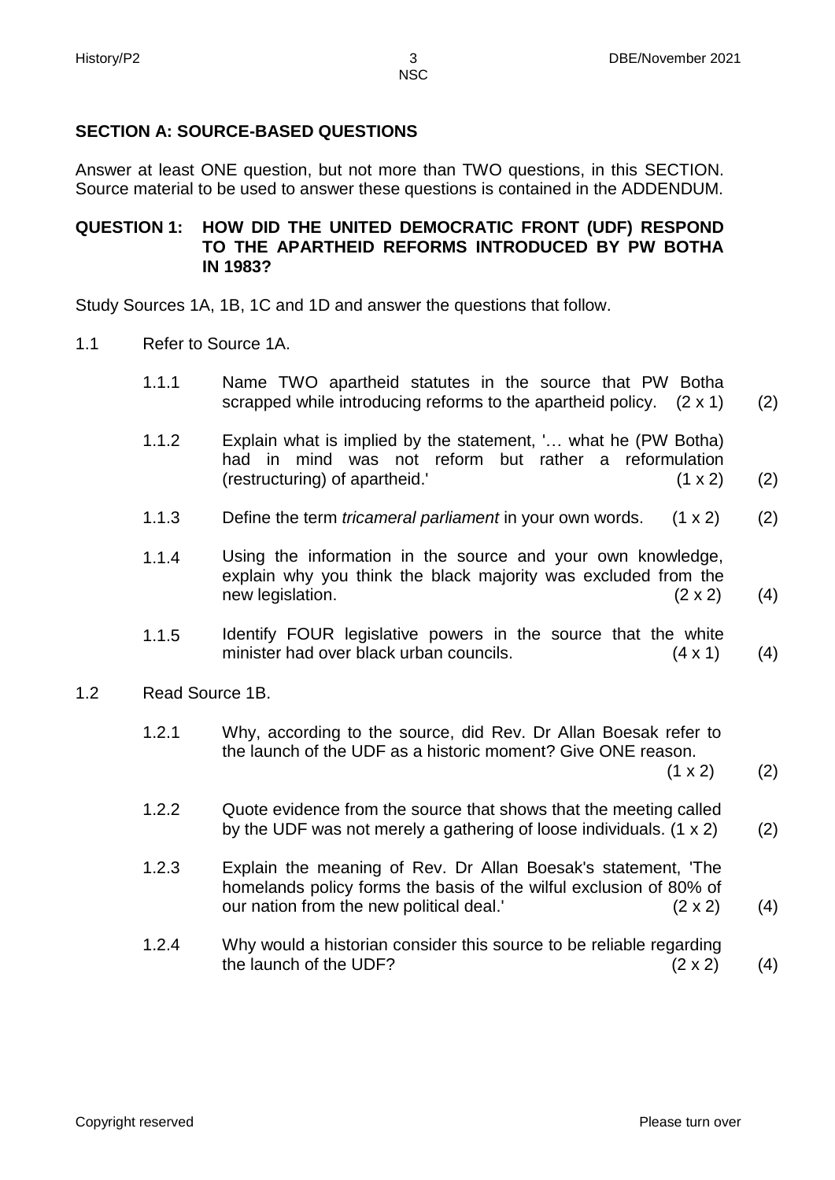## SECTION A: SOURCE-BASED QUESTIONS

Answer at least ONE question, but not more than TWO questions, in this SECTION. Source material to be used to answer these questions is contained in the ADDENDUM.

### QUESTION 1: HOW DID THE UNITED DEMOCRATIC FRONT (UDF) RESPOND TO THE APARTHEID REFORMS INTRODUCED BY PW BOTHA IN 1983?

Study Sources 1A, 1B, 1C and 1D and answer the questions that follow.

1.1 Refer to Source 1A.

1.1.1 Name TWO apartheid statutes in the source that PW Botha scrapped while introducing reforms to the apartheid policy. (2 x 1) (2)

1.1.2 Explain what is implied by the statement, '… what he (PW Botha) had in mind was not reform but rather a reformulation (restructuring) of apartheid.' (1 x 2) (2)

1.1.3 Define the term *tricameral parliament* in your own words. (1 x 2) (2)

1.1.4 Using the information in the source and your own knowledge, explain why you think the black majority was excluded from the new legislation. (2 x 2) (4)

1.1.5 Identify FOUR legislative powers in the source that the white minister had over black urban councils. (4 x 1) (4)

1.2 Read Source 1B.

1.2.1 Why, according to the source, did Rev. Dr Allan Boesak refer to the launch of the UDF as a historic moment? Give ONE reason. (1 x 2) (2)

1.2.2 Quote evidence from the source that shows that the meeting called by the UDF was not merely a gathering of loose individuals. (1 x 2) (2)

1.2.3 Explain the meaning of Rev. Dr Allan Boesak's statement, 'The homelands policy forms the basis of the wilful exclusion of 80% of our nation from the new political deal.' (2 x 2) (4)

1.2.4 Why would a historian consider this source to be reliable regarding the launch of the UDF? (2 x 2) (4)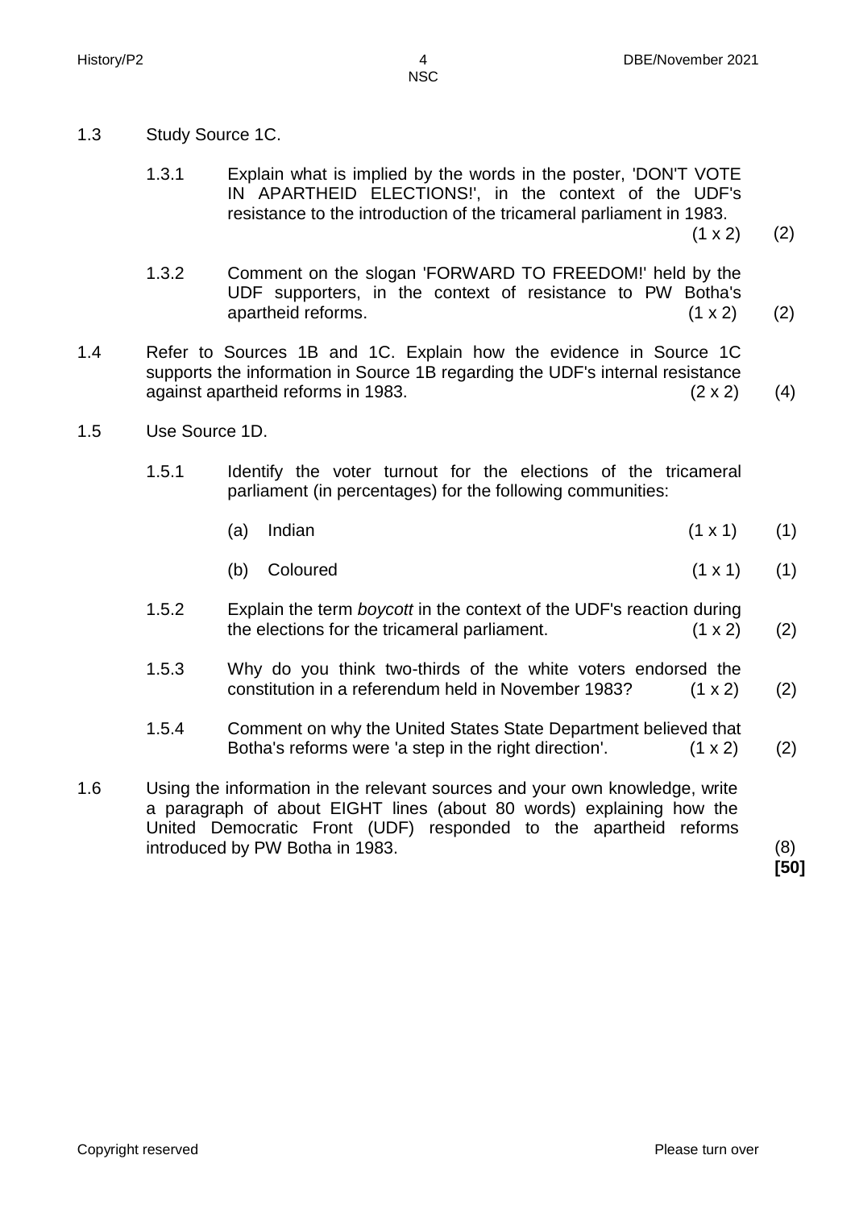1.3 Study Source 1C.

1.3.1 Explain what is implied by the words in the poster, 'DON'T VOTE IN APARTHEID ELECTIONS!', in the context of the UDF's resistance to the introduction of the tricameral parliament in 1983. (1 x 2) (2)

1.3.2 Comment on the slogan 'FORWARD TO FREEDOM!' held by the UDF supporters, in the context of resistance to PW Botha's apartheid reforms. (1 x 2) (2)

1.4 Refer to Sources 1B and 1C. Explain how the evidence in Source 1C supports the information in Source 1B regarding the UDF's internal resistance against apartheid reforms in 1983. (2 x 2) (4)

1.5 Use Source 1D.

1.5.1 Identify the voter turnout for the elections of the tricameral parliament (in percentages) for the following communities:

(a) Indian (1 x 1) (1)

(b) Coloured (1 x 1) (1)

1.5.2 Explain the term *boycott* in the context of the UDF's reaction during the elections for the tricameral parliament. (1 x 2) (2)

1.5.3 Why do you think two-thirds of the white voters endorsed the constitution in a referendum held in November 1983? (1 x 2) (2)

1.5.4 Comment on why the United States State Department believed that Botha's reforms were 'a step in the right direction'. (1 x 2) (2)

1.6 Using the information in the relevant sources and your own knowledge, write a paragraph of about EIGHT lines (about 80 words) explaining how the United Democratic Front (UDF) responded to the apartheid reforms introduced by PW Botha in 1983. (8)

**[50]**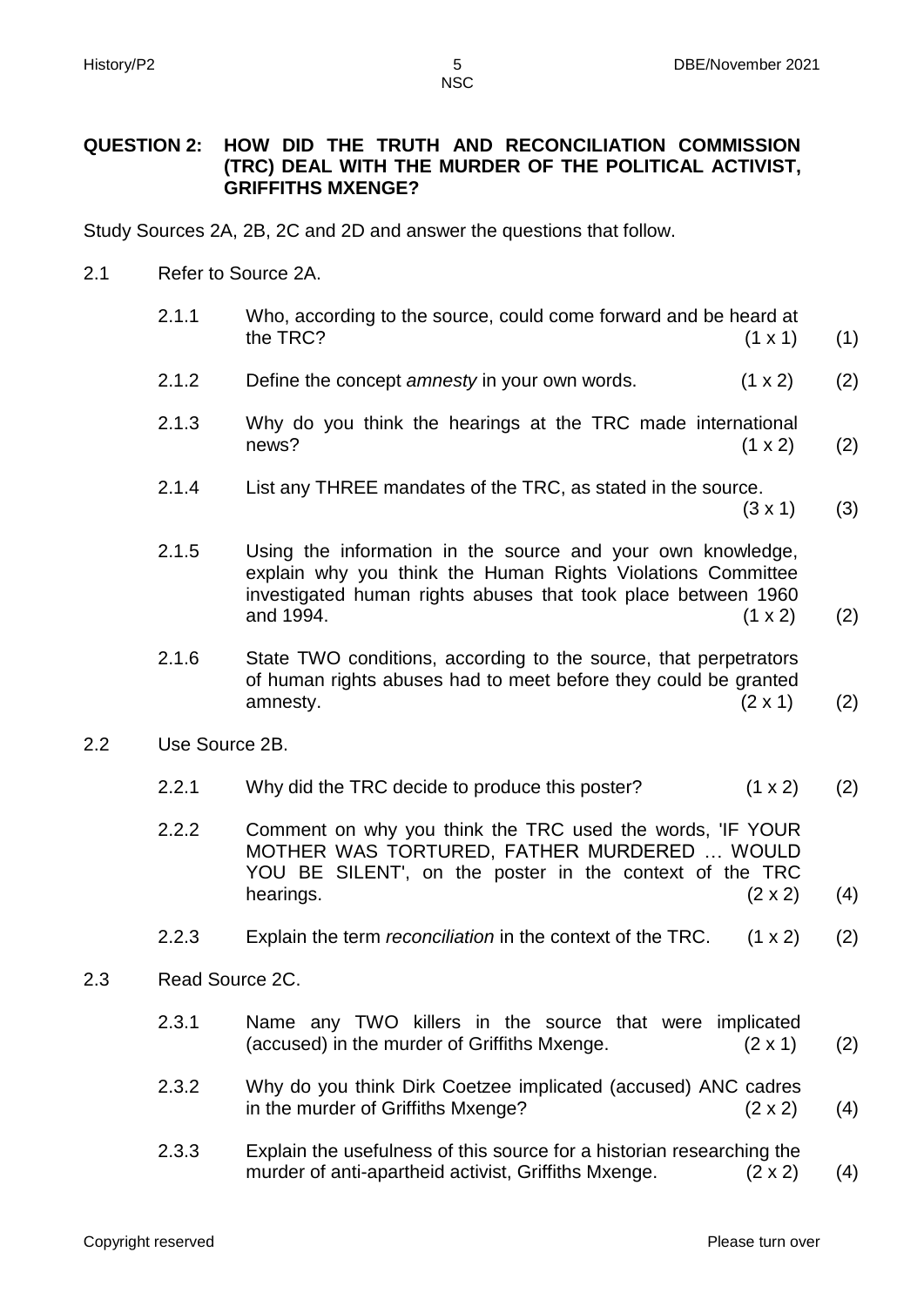**QUESTION 2: HOW DID THE TRUTH AND RECONCILIATION COMMISSION (TRC) DEAL WITH THE MURDER OF THE POLITICAL ACTIVIST, GRIFFITHS MXENGE?**

Study Sources 2A, 2B, 2C and 2D and answer the questions that follow.

2.1 Refer to Source 2A.

2.1.1 Who, according to the source, could come forward and be heard at the TRC? (1 x 1) (1)

2.1.2 Define the concept *amnesty* in your own words. (1 x 2) (2)

2.1.3 Why do you think the hearings at the TRC made international news? (1 x 2) (2)

2.1.4 List any THREE mandates of the TRC, as stated in the source. (3 x 1) (3)

2.1.5 Using the information in the source and your own knowledge, explain why you think the Human Rights Violations Committee investigated human rights abuses that took place between 1960 and 1994. (1 x 2) (2)

2.1.6 State TWO conditions, according to the source, that perpetrators of human rights abuses had to meet before they could be granted amnesty. (2 x 1) (2)

2.2 Use Source 2B.

2.2.1 Why did the TRC decide to produce this poster? (1 x 2) (2)

2.2.2 Comment on why you think the TRC used the words, 'IF YOUR MOTHER WAS TORTURED, FATHER MURDERED … WOULD YOU BE SILENT', on the poster in the context of the TRC hearings. (2 x 2) (4)

2.2.3 Explain the term *reconciliation* in the context of the TRC. (1 x 2) (2)

2.3 Read Source 2C.

2.3.1 Name any TWO killers in the source that were implicated (accused) in the murder of Griffiths Mxenge. (2 x 1) (2)

2.3.2 Why do you think Dirk Coetzee implicated (accused) ANC cadres in the murder of Griffiths Mxenge? (2 x 2) (4)

2.3.3 Explain the usefulness of this source for a historian researching the murder of anti-apartheid activist, Griffiths Mxenge. (2 x 2) (4)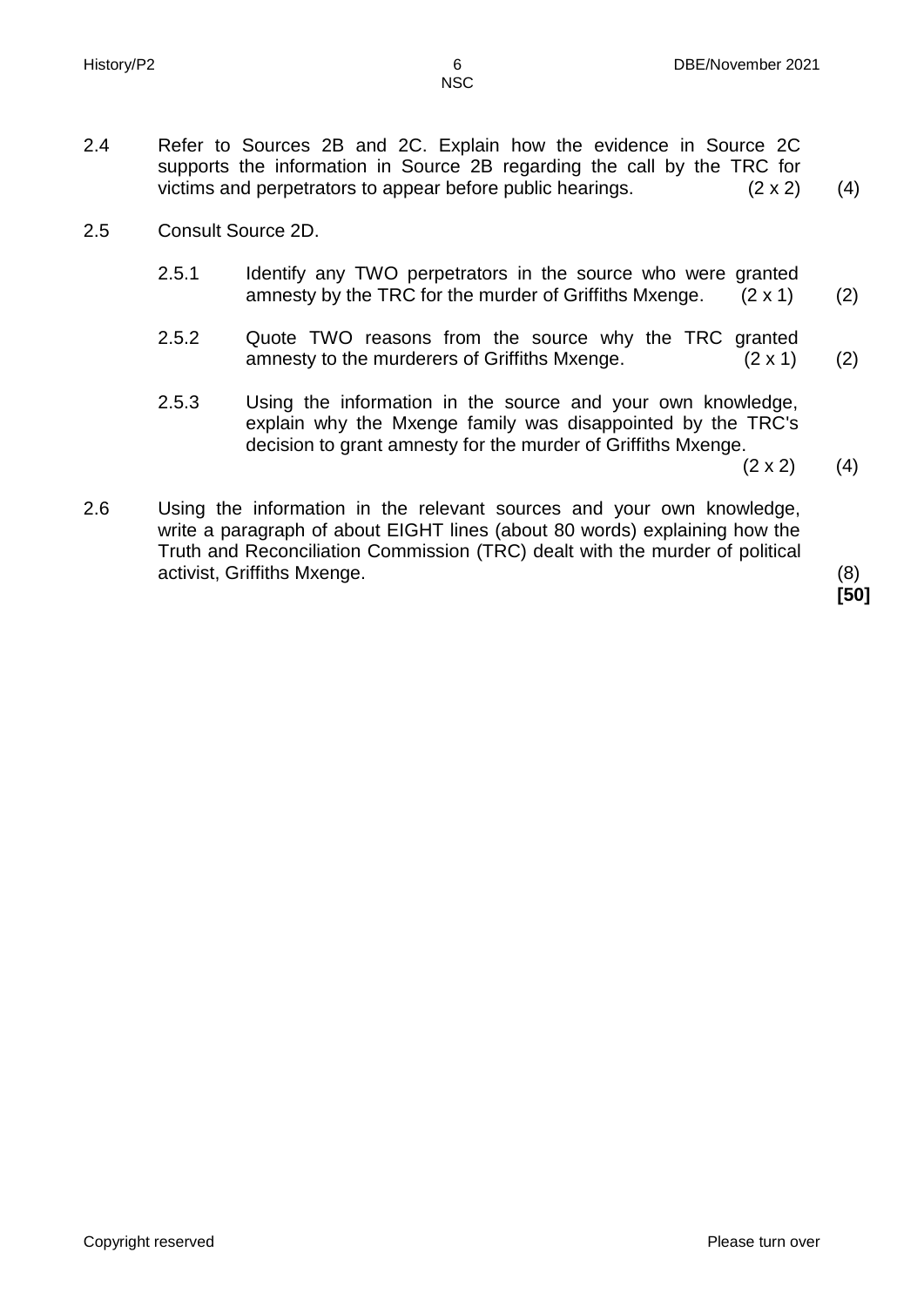2.4 Refer to Sources 2B and 2C. Explain how the evidence in Source 2C supports the information in Source 2B regarding the call by the TRC for victims and perpetrators to appear before public hearings. (2 x 2) (4)

2.5 Consult Source 2D.

2.5.1 Identify any TWO perpetrators in the source who were granted amnesty by the TRC for the murder of Griffiths Mxenge. (2 x 1) (2)

2.5.2 Quote TWO reasons from the source why the TRC granted amnesty to the murderers of Griffiths Mxenge. (2 x 1) (2)

2.5.3 Using the information in the source and your own knowledge, explain why the Mxenge family was disappointed by the TRC's decision to grant amnesty for the murder of Griffiths Mxenge. (2 x 2) (4)

2.6 Using the information in the relevant sources and your own knowledge, write a paragraph of about EIGHT lines (about 80 words) explaining how the Truth and Reconciliation Commission (TRC) dealt with the murder of political activist, Griffiths Mxenge. (8)

**[50]**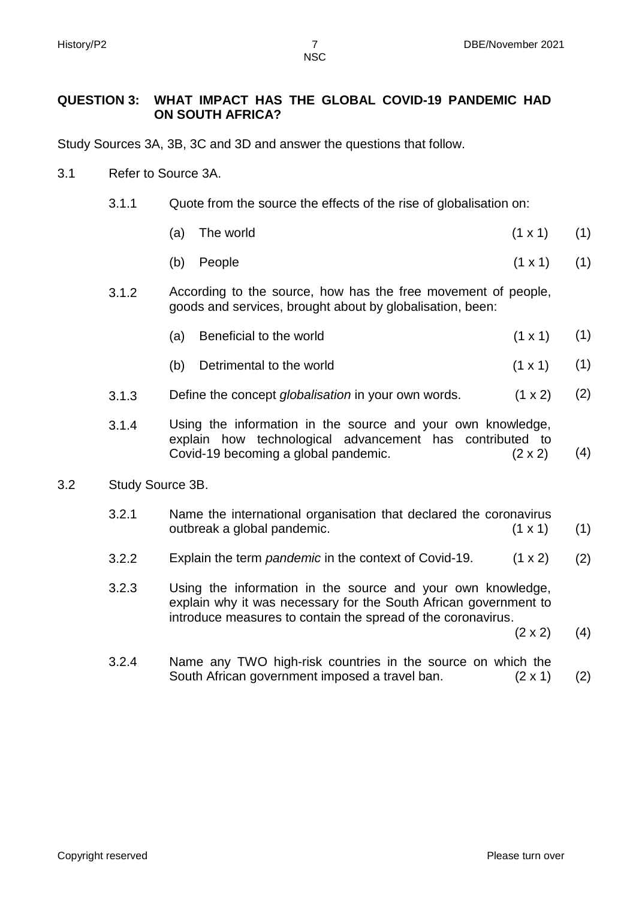**QUESTION 3: WHAT IMPACT HAS THE GLOBAL COVID-19 PANDEMIC HAD ON SOUTH AFRICA?**

Study Sources 3A, 3B, 3C and 3D and answer the questions that follow.

3.1 Refer to Source 3A.

3.1.1 Quote from the source the effects of the rise of globalisation on:

(a) The world (1 x 1) (1)

(b) People (1 x 1) (1)

3.1.2 According to the source, how has the free movement of people, goods and services, brought about by globalisation, been:

(a) Beneficial to the world (1 x 1) (1)

(b) Detrimental to the world (1 x 1) (1)

3.1.3 Define the concept *globalisation* in your own words. (1 x 2) (2)

3.1.4 Using the information in the source and your own knowledge, explain how technological advancement has contributed to Covid-19 becoming a global pandemic. (2 x 2) (4)

3.2 Study Source 3B.

3.2.1 Name the international organisation that declared the coronavirus outbreak a global pandemic. (1 x 1) (1)

3.2.2 Explain the term *pandemic* in the context of Covid-19. (1 x 2) (2)

3.2.3 Using the information in the source and your own knowledge, explain why it was necessary for the South African government to introduce measures to contain the spread of the coronavirus. (2 x 2) (4)

3.2.4 Name any TWO high-risk countries in the source on which the South African government imposed a travel ban. (2 x 1) (2)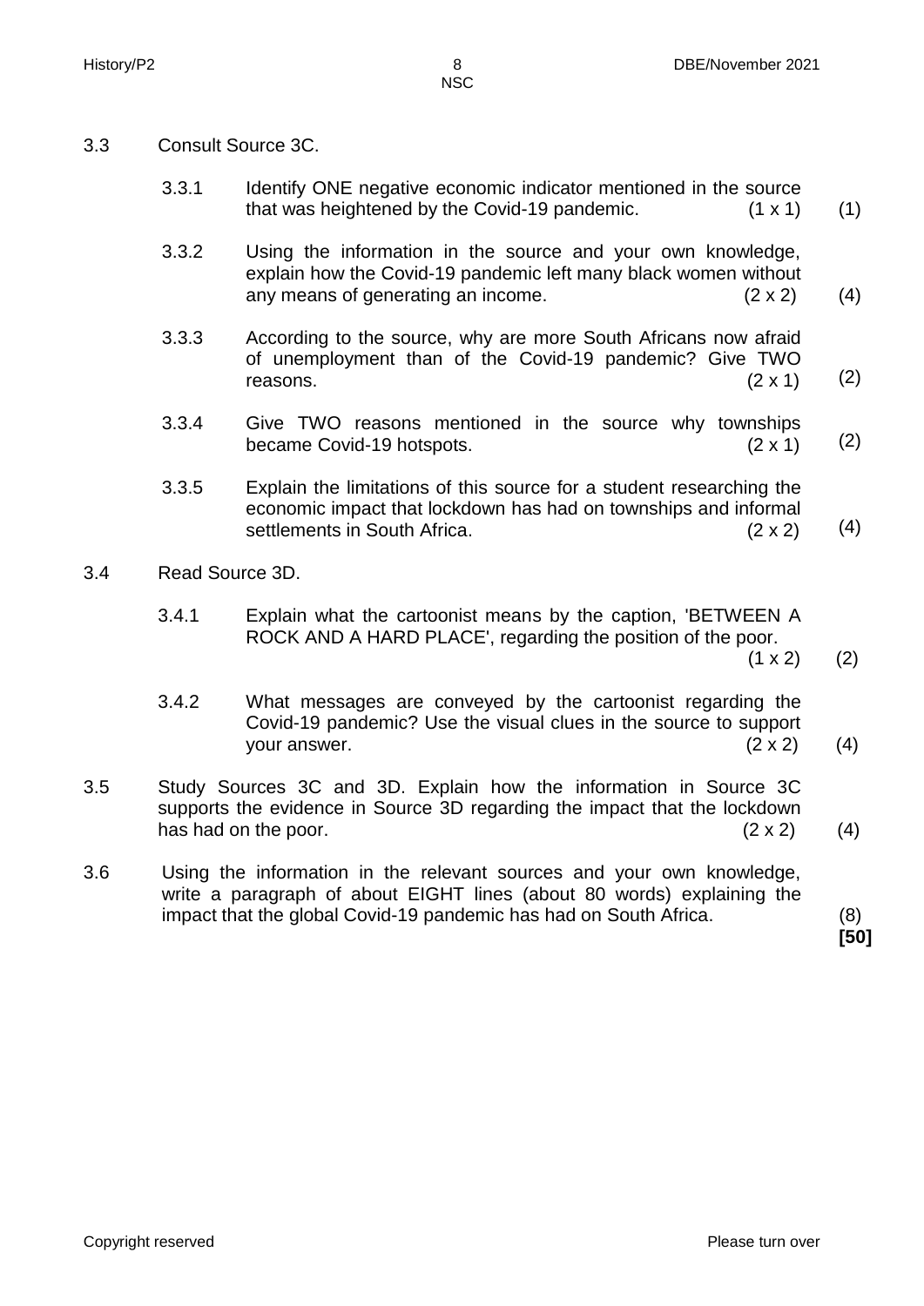3.3 Consult Source 3C.

3.3.1 Identify ONE negative economic indicator mentioned in the source that was heightened by the Covid-19 pandemic. (1 x 1) (1)

3.3.2 Using the information in the source and your own knowledge, explain how the Covid-19 pandemic left many black women without any means of generating an income. (2 x 2) (4)

3.3.3 According to the source, why are more South Africans now afraid of unemployment than of the Covid-19 pandemic? Give TWO reasons. (2 x 1) (2)

3.3.4 Give TWO reasons mentioned in the source why townships became Covid-19 hotspots. (2 x 1) (2)

3.3.5 Explain the limitations of this source for a student researching the economic impact that lockdown has had on townships and informal settlements in South Africa. (2 x 2) (4)

3.4 Read Source 3D.

3.4.1 Explain what the cartoonist means by the caption, 'BETWEEN A ROCK AND A HARD PLACE', regarding the position of the poor. (1 x 2) (2)

3.4.2 What messages are conveyed by the cartoonist regarding the Covid-19 pandemic? Use the visual clues in the source to support your answer. (2 x 2) (4)

3.5 Study Sources 3C and 3D. Explain how the information in Source 3C supports the evidence in Source 3D regarding the impact that the lockdown has had on the poor. (2 x 2) (4)

3.6 Using the information in the relevant sources and your own knowledge, write a paragraph of about EIGHT lines (about 80 words) explaining the impact that the global Covid-19 pandemic has had on South Africa. (8)

**[50]**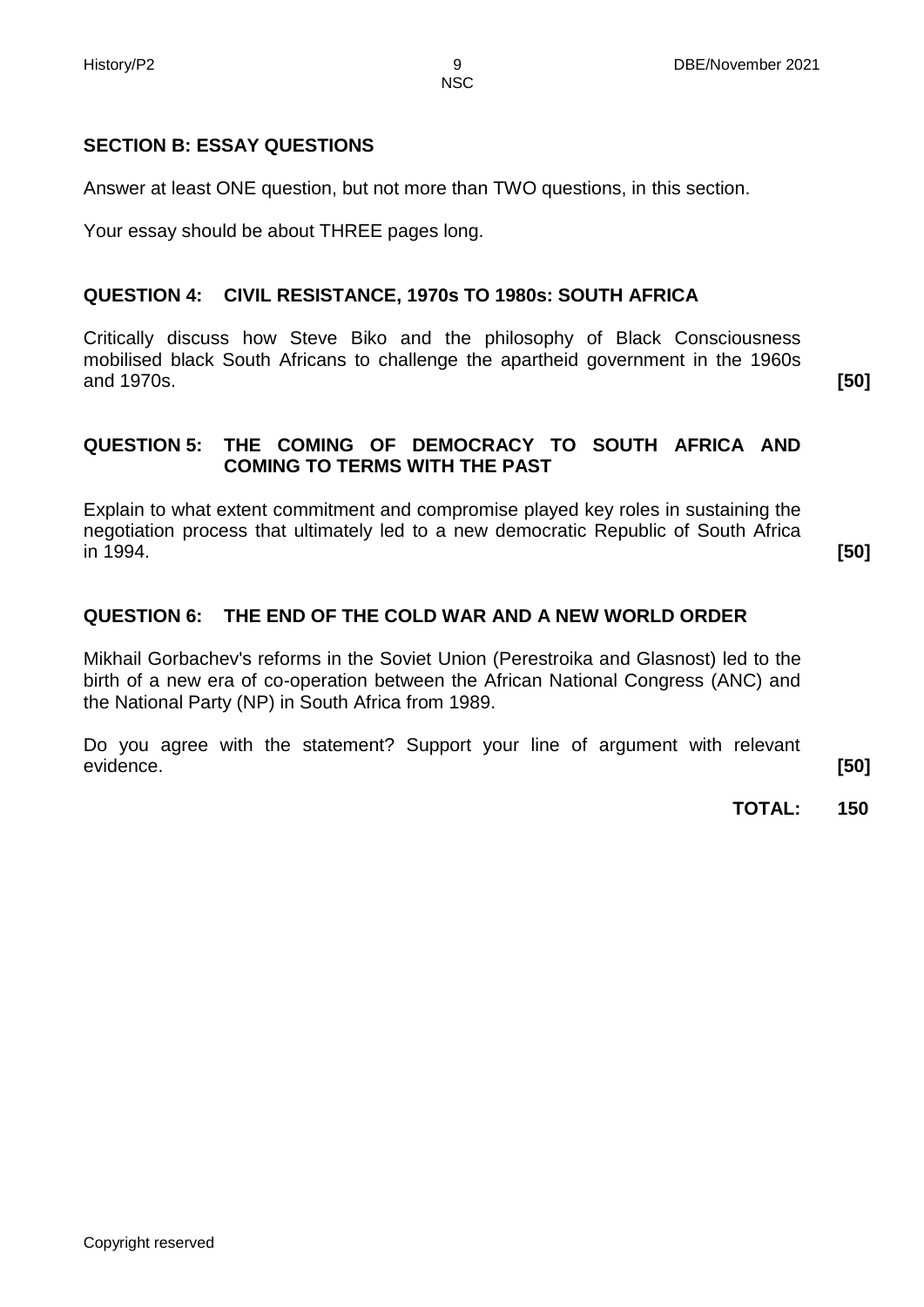## SECTION B: ESSAY QUESTIONS

Answer at least ONE question, but not more than TWO questions, in this section.

Your essay should be about THREE pages long.

### QUESTION 4: CIVIL RESISTANCE, 1970s TO 1980s: SOUTH AFRICA

Critically discuss how Steve Biko and the philosophy of Black Consciousness mobilised black South Africans to challenge the apartheid government in the 1960s and 1970s. **[50]**

### QUESTION 5: THE COMING OF DEMOCRACY TO SOUTH AFRICA AND COMING TO TERMS WITH THE PAST

Explain to what extent commitment and compromise played key roles in sustaining the negotiation process that ultimately led to a new democratic Republic of South Africa in 1994. **[50]**

### QUESTION 6: THE END OF THE COLD WAR AND A NEW WORLD ORDER

Mikhail Gorbachev's reforms in the Soviet Union (Perestroika and Glasnost) led to the birth of a new era of co-operation between the African National Congress (ANC) and the National Party (NP) in South Africa from 1989.

Do you agree with the statement? Support your line of argument with relevant evidence. **[50]**

**TOTAL: 150**